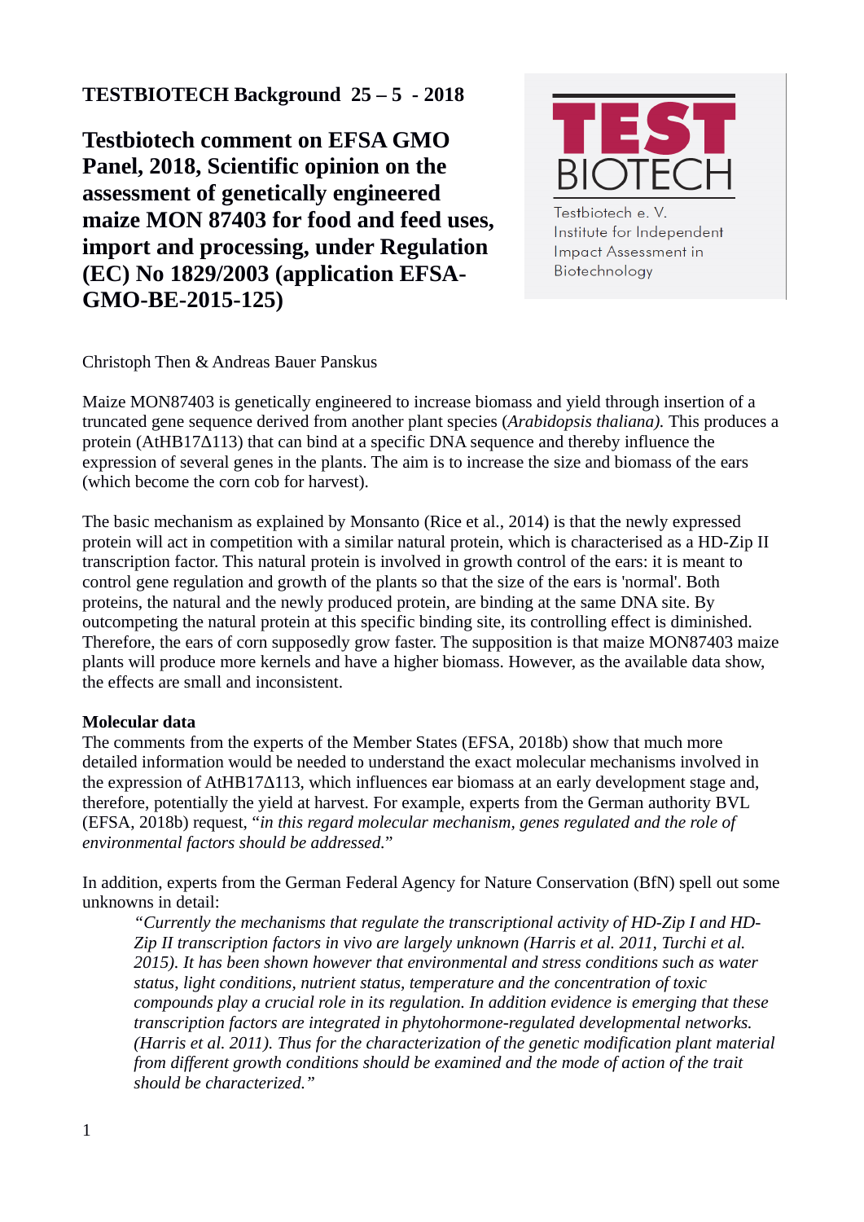**TESTBIOTECH Background 25 – 5 - 2018**

# Testbiotech comment on EFSA GMO Panel, 2018, Scientific opinion on the assessment of genetically engineered maize MON 87403 for food and feed uses, import and processing, under Regulation (EC) No 1829/2003 (application EFSA-GMO-BE-2015-125)

TEST BIOTECH

Testbiotech e. V.
Institute for Independent
Impact Assessment in
Biotechnology

Christoph Then & Andreas Bauer Panskus

Maize MON87403 is genetically engineered to increase biomass and yield through insertion of a truncated gene sequence derived from another plant species (*Arabidopsis thaliana).* This produces a protein (AtHB17Δ113) that can bind at a specific DNA sequence and thereby influence the expression of several genes in the plants. The aim is to increase the size and biomass of the ears (which become the corn cob for harvest).

The basic mechanism as explained by Monsanto (Rice et al., 2014) is that the newly expressed protein will act in competition with a similar natural protein, which is characterised as a HD-Zip II transcription factor. This natural protein is involved in growth control of the ears: it is meant to control gene regulation and growth of the plants so that the size of the ears is 'normal'. Both proteins, the natural and the newly produced protein, are binding at the same DNA site. By outcompeting the natural protein at this specific binding site, its controlling effect is diminished. Therefore, the ears of corn supposedly grow faster. The supposition is that maize MON87403 maize plants will produce more kernels and have a higher biomass. However, as the available data show, the effects are small and inconsistent.

**Molecular data**

The comments from the experts of the Member States (EFSA, 2018b) show that much more detailed information would be needed to understand the exact molecular mechanisms involved in the expression of AtHB17Δ113, which influences ear biomass at an early development stage and, therefore, potentially the yield at harvest. For example, experts from the German authority BVL (EFSA, 2018b) request, "*in this regard molecular mechanism, genes regulated and the role of environmental factors should be addressed.*"

In addition, experts from the German Federal Agency for Nature Conservation (BfN) spell out some unknowns in detail:

> *"Currently the mechanisms that regulate the transcriptional activity of HD-Zip I and HD-Zip II transcription factors in vivo are largely unknown (Harris et al. 2011, Turchi et al. 2015). It has been shown however that environmental and stress conditions such as water status, light conditions, nutrient status, temperature and the concentration of toxic compounds play a crucial role in its regulation. In addition evidence is emerging that these transcription factors are integrated in phytohormone-regulated developmental networks. (Harris et al. 2011). Thus for the characterization of the genetic modification plant material from different growth conditions should be examined and the mode of action of the trait should be characterized."*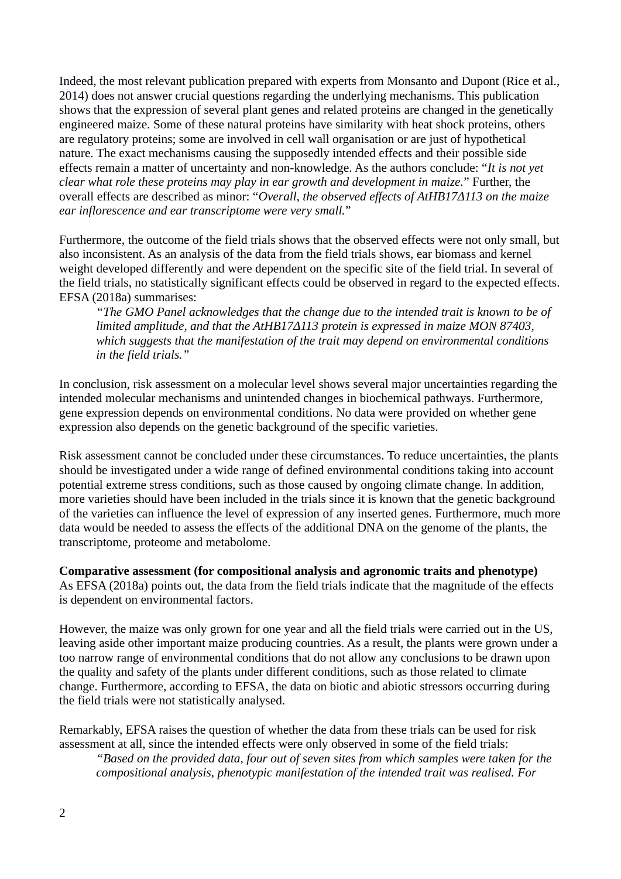Indeed, the most relevant publication prepared with experts from Monsanto and Dupont (Rice et al., 2014) does not answer crucial questions regarding the underlying mechanisms. This publication shows that the expression of several plant genes and related proteins are changed in the genetically engineered maize. Some of these natural proteins have similarity with heat shock proteins, others are regulatory proteins; some are involved in cell wall organisation or are just of hypothetical nature. The exact mechanisms causing the supposedly intended effects and their possible side effects remain a matter of uncertainty and non-knowledge. As the authors conclude: "*It is not yet clear what role these proteins may play in ear growth and development in maize.*" Further, the overall effects are described as minor: "*Overall, the observed effects of AtHB17Δ113 on the maize ear inflorescence and ear transcriptome were very small.*"

Furthermore, the outcome of the field trials shows that the observed effects were not only small, but also inconsistent. As an analysis of the data from the field trials shows, ear biomass and kernel weight developed differently and were dependent on the specific site of the field trial. In several of the field trials, no statistically significant effects could be observed in regard to the expected effects. EFSA (2018a) summarises:

> *"The GMO Panel acknowledges that the change due to the intended trait is known to be of limited amplitude, and that the AtHB17Δ113 protein is expressed in maize MON 87403, which suggests that the manifestation of the trait may depend on environmental conditions in the field trials."*

In conclusion, risk assessment on a molecular level shows several major uncertainties regarding the intended molecular mechanisms and unintended changes in biochemical pathways. Furthermore, gene expression depends on environmental conditions. No data were provided on whether gene expression also depends on the genetic background of the specific varieties.

Risk assessment cannot be concluded under these circumstances. To reduce uncertainties, the plants should be investigated under a wide range of defined environmental conditions taking into account potential extreme stress conditions, such as those caused by ongoing climate change. In addition, more varieties should have been included in the trials since it is known that the genetic background of the varieties can influence the level of expression of any inserted genes. Furthermore, much more data would be needed to assess the effects of the additional DNA on the genome of the plants, the transcriptome, proteome and metabolome.

**Comparative assessment (for compositional analysis and agronomic traits and phenotype)**
As EFSA (2018a) points out, the data from the field trials indicate that the magnitude of the effects is dependent on environmental factors.

However, the maize was only grown for one year and all the field trials were carried out in the US, leaving aside other important maize producing countries. As a result, the plants were grown under a too narrow range of environmental conditions that do not allow any conclusions to be drawn upon the quality and safety of the plants under different conditions, such as those related to climate change. Furthermore, according to EFSA, the data on biotic and abiotic stressors occurring during the field trials were not statistically analysed.

Remarkably, EFSA raises the question of whether the data from these trials can be used for risk assessment at all, since the intended effects were only observed in some of the field trials:

> *"Based on the provided data, four out of seven sites from which samples were taken for the compositional analysis, phenotypic manifestation of the intended trait was realised. For*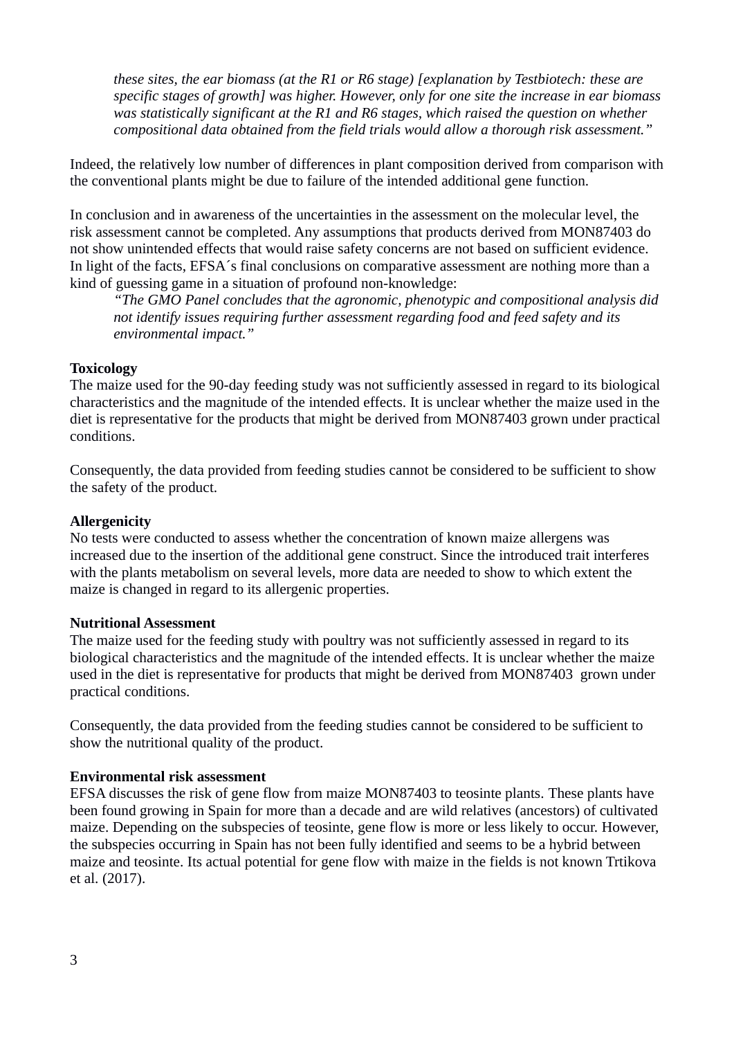*these sites, the ear biomass (at the R1 or R6 stage) [explanation by Testbiotech: these are specific stages of growth] was higher. However, only for one site the increase in ear biomass was statistically significant at the R1 and R6 stages, which raised the question on whether compositional data obtained from the field trials would allow a thorough risk assessment."*

Indeed, the relatively low number of differences in plant composition derived from comparison with the conventional plants might be due to failure of the intended additional gene function.

In conclusion and in awareness of the uncertainties in the assessment on the molecular level, the risk assessment cannot be completed. Any assumptions that products derived from MON87403 do not show unintended effects that would raise safety concerns are not based on sufficient evidence. In light of the facts, EFSA´s final conclusions on comparative assessment are nothing more than a kind of guessing game in a situation of profound non-knowledge:

*"The GMO Panel concludes that the agronomic, phenotypic and compositional analysis did not identify issues requiring further assessment regarding food and feed safety and its environmental impact."*

**Toxicology**

The maize used for the 90-day feeding study was not sufficiently assessed in regard to its biological characteristics and the magnitude of the intended effects. It is unclear whether the maize used in the diet is representative for the products that might be derived from MON87403 grown under practical conditions.

Consequently, the data provided from feeding studies cannot be considered to be sufficient to show the safety of the product.

**Allergenicity**

No tests were conducted to assess whether the concentration of known maize allergens was increased due to the insertion of the additional gene construct. Since the introduced trait interferes with the plants metabolism on several levels, more data are needed to show to which extent the maize is changed in regard to its allergenic properties.

**Nutritional Assessment**

The maize used for the feeding study with poultry was not sufficiently assessed in regard to its biological characteristics and the magnitude of the intended effects. It is unclear whether the maize used in the diet is representative for products that might be derived from MON87403 grown under practical conditions.

Consequently, the data provided from the feeding studies cannot be considered to be sufficient to show the nutritional quality of the product.

**Environmental risk assessment**

EFSA discusses the risk of gene flow from maize MON87403 to teosinte plants. These plants have been found growing in Spain for more than a decade and are wild relatives (ancestors) of cultivated maize. Depending on the subspecies of teosinte, gene flow is more or less likely to occur. However, the subspecies occurring in Spain has not been fully identified and seems to be a hybrid between maize and teosinte. Its actual potential for gene flow with maize in the fields is not known Trtikova et al. (2017).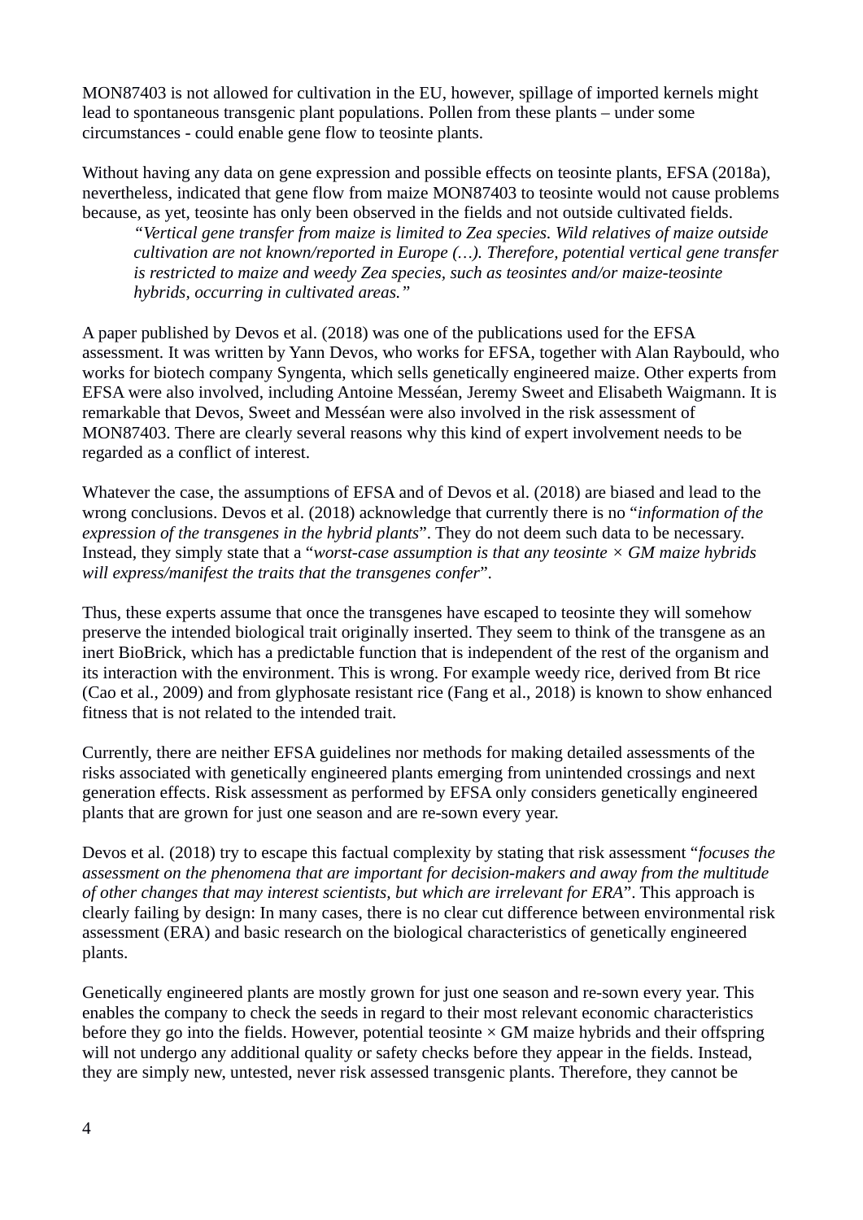MON87403 is not allowed for cultivation in the EU, however, spillage of imported kernels might lead to spontaneous transgenic plant populations. Pollen from these plants – under some circumstances - could enable gene flow to teosinte plants.

Without having any data on gene expression and possible effects on teosinte plants, EFSA (2018a), nevertheless, indicated that gene flow from maize MON87403 to teosinte would not cause problems because, as yet, teosinte has only been observed in the fields and not outside cultivated fields.

> *"Vertical gene transfer from maize is limited to Zea species. Wild relatives of maize outside cultivation are not known/reported in Europe (…). Therefore, potential vertical gene transfer is restricted to maize and weedy Zea species, such as teosintes and/or maize-teosinte hybrids, occurring in cultivated areas."*

A paper published by Devos et al. (2018) was one of the publications used for the EFSA assessment. It was written by Yann Devos, who works for EFSA, together with Alan Raybould, who works for biotech company Syngenta, which sells genetically engineered maize. Other experts from EFSA were also involved, including Antoine Messéan, Jeremy Sweet and Elisabeth Waigmann. It is remarkable that Devos, Sweet and Messéan were also involved in the risk assessment of MON87403. There are clearly several reasons why this kind of expert involvement needs to be regarded as a conflict of interest.

Whatever the case, the assumptions of EFSA and of Devos et al. (2018) are biased and lead to the wrong conclusions. Devos et al. (2018) acknowledge that currently there is no "*information of the expression of the transgenes in the hybrid plants*". They do not deem such data to be necessary. Instead, they simply state that a "*worst-case assumption is that any teosinte × GM maize hybrids will express/manifest the traits that the transgenes confer*".

Thus, these experts assume that once the transgenes have escaped to teosinte they will somehow preserve the intended biological trait originally inserted. They seem to think of the transgene as an inert BioBrick, which has a predictable function that is independent of the rest of the organism and its interaction with the environment. This is wrong. For example weedy rice, derived from Bt rice (Cao et al., 2009) and from glyphosate resistant rice (Fang et al., 2018) is known to show enhanced fitness that is not related to the intended trait.

Currently, there are neither EFSA guidelines nor methods for making detailed assessments of the risks associated with genetically engineered plants emerging from unintended crossings and next generation effects. Risk assessment as performed by EFSA only considers genetically engineered plants that are grown for just one season and are re-sown every year.

Devos et al. (2018) try to escape this factual complexity by stating that risk assessment "*focuses the assessment on the phenomena that are important for decision-makers and away from the multitude of other changes that may interest scientists, but which are irrelevant for ERA*". This approach is clearly failing by design: In many cases, there is no clear cut difference between environmental risk assessment (ERA) and basic research on the biological characteristics of genetically engineered plants.

Genetically engineered plants are mostly grown for just one season and re-sown every year. This enables the company to check the seeds in regard to their most relevant economic characteristics before they go into the fields. However, potential teosinte × GM maize hybrids and their offspring will not undergo any additional quality or safety checks before they appear in the fields. Instead, they are simply new, untested, never risk assessed transgenic plants. Therefore, they cannot be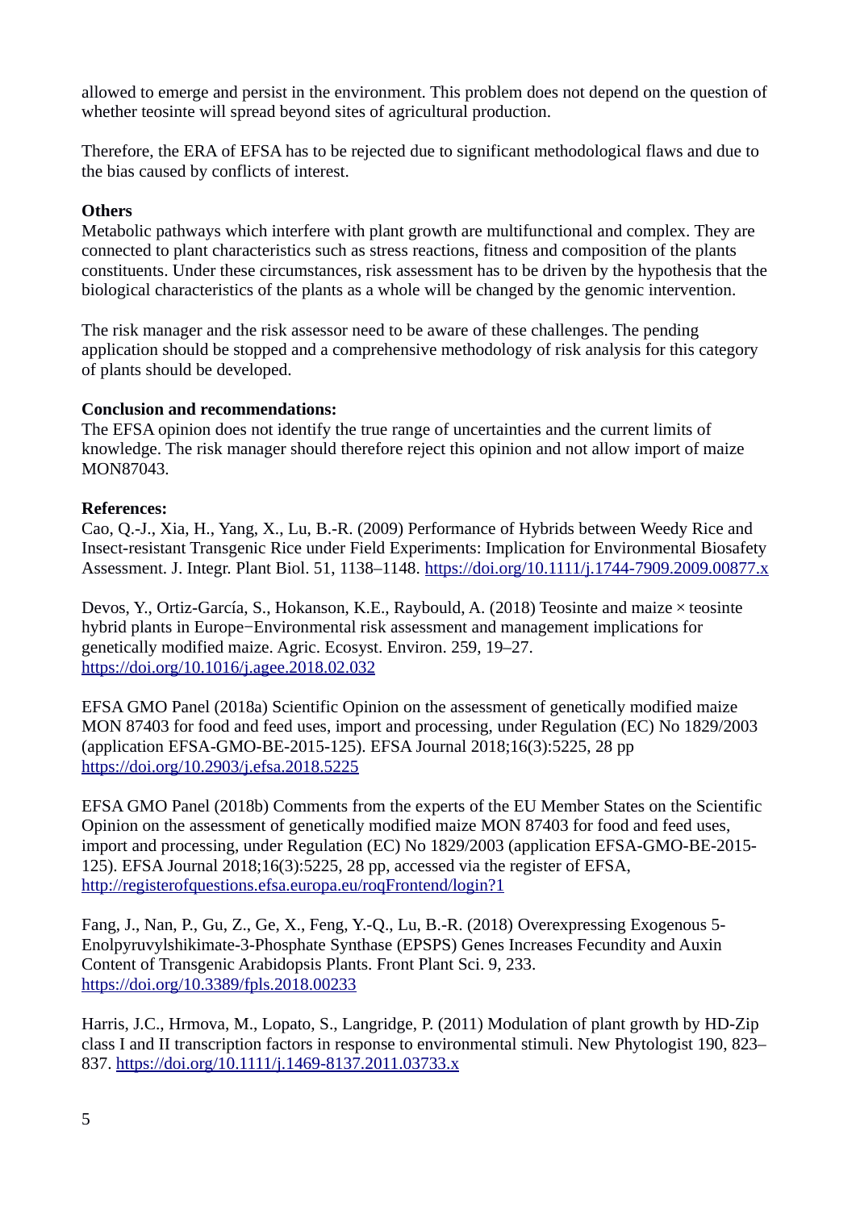allowed to emerge and persist in the environment. This problem does not depend on the question of whether teosinte will spread beyond sites of agricultural production.

Therefore, the ERA of EFSA has to be rejected due to significant methodological flaws and due to the bias caused by conflicts of interest.

**Others**

Metabolic pathways which interfere with plant growth are multifunctional and complex. They are connected to plant characteristics such as stress reactions, fitness and composition of the plants constituents. Under these circumstances, risk assessment has to be driven by the hypothesis that the biological characteristics of the plants as a whole will be changed by the genomic intervention.

The risk manager and the risk assessor need to be aware of these challenges. The pending application should be stopped and a comprehensive methodology of risk analysis for this category of plants should be developed.

**Conclusion and recommendations:**

The EFSA opinion does not identify the true range of uncertainties and the current limits of knowledge. The risk manager should therefore reject this opinion and not allow import of maize MON87043.

**References:**

Cao, Q.-J., Xia, H., Yang, X., Lu, B.-R. (2009) Performance of Hybrids between Weedy Rice and Insect-resistant Transgenic Rice under Field Experiments: Implication for Environmental Biosafety Assessment. J. Integr. Plant Biol. 51, 1138–1148. https://doi.org/10.1111/j.1744-7909.2009.00877.x

Devos, Y., Ortiz-García, S., Hokanson, K.E., Raybould, A. (2018) Teosinte and maize × teosinte hybrid plants in Europe−Environmental risk assessment and management implications for genetically modified maize. Agric. Ecosyst. Environ. 259, 19–27. https://doi.org/10.1016/j.agee.2018.02.032

EFSA GMO Panel (2018a) Scientific Opinion on the assessment of genetically modified maize MON 87403 for food and feed uses, import and processing, under Regulation (EC) No 1829/2003 (application EFSA-GMO-BE-2015-125). EFSA Journal 2018;16(3):5225, 28 pp https://doi.org/10.2903/j.efsa.2018.5225

EFSA GMO Panel (2018b) Comments from the experts of the EU Member States on the Scientific Opinion on the assessment of genetically modified maize MON 87403 for food and feed uses, import and processing, under Regulation (EC) No 1829/2003 (application EFSA-GMO-BE-2015-125). EFSA Journal 2018;16(3):5225, 28 pp, accessed via the register of EFSA, http://registerofquestions.efsa.europa.eu/roqFrontend/login?1

Fang, J., Nan, P., Gu, Z., Ge, X., Feng, Y.-Q., Lu, B.-R. (2018) Overexpressing Exogenous 5-Enolpyruvylshikimate-3-Phosphate Synthase (EPSPS) Genes Increases Fecundity and Auxin Content of Transgenic Arabidopsis Plants. Front Plant Sci. 9, 233. https://doi.org/10.3389/fpls.2018.00233

Harris, J.C., Hrmova, M., Lopato, S., Langridge, P. (2011) Modulation of plant growth by HD-Zip class I and II transcription factors in response to environmental stimuli. New Phytologist 190, 823–837. https://doi.org/10.1111/j.1469-8137.2011.03733.x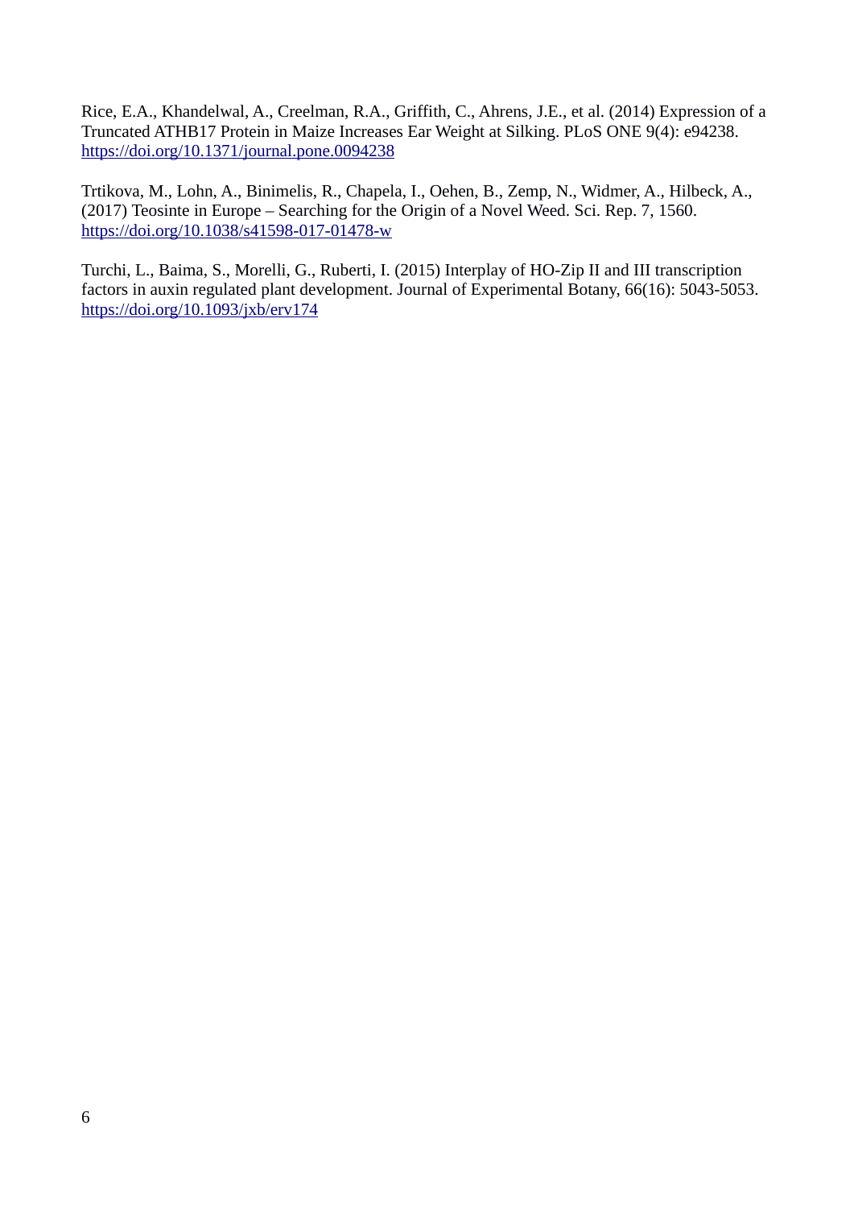Rice, E.A., Khandelwal, A., Creelman, R.A., Griffith, C., Ahrens, J.E., et al. (2014) Expression of a Truncated ATHB17 Protein in Maize Increases Ear Weight at Silking. PLoS ONE 9(4): e94238. https://doi.org/10.1371/journal.pone.0094238

Trtikova, M., Lohn, A., Binimelis, R., Chapela, I., Oehen, B., Zemp, N., Widmer, A., Hilbeck, A., (2017) Teosinte in Europe – Searching for the Origin of a Novel Weed. Sci. Rep. 7, 1560. https://doi.org/10.1038/s41598-017-01478-w

Turchi, L., Baima, S., Morelli, G., Ruberti, I. (2015) Interplay of HO-Zip II and III transcription factors in auxin regulated plant development. Journal of Experimental Botany, 66(16): 5043-5053. https://doi.org/10.1093/jxb/erv174